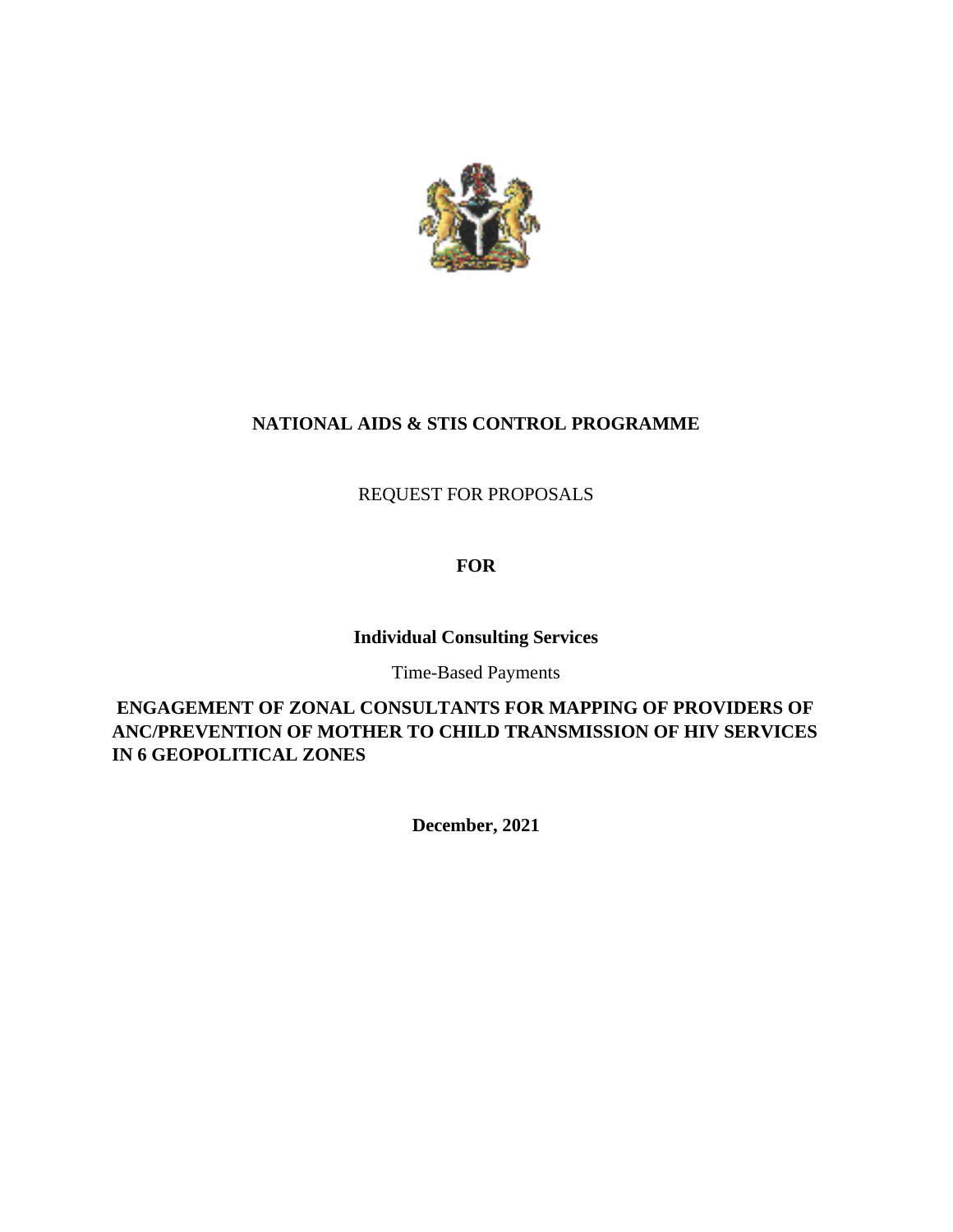**NATIONAL AIDS & STIS CONTROL PROGRAMME**

REQUEST FOR PROPOSALS

**FOR**

**Individual Consulting Services**

Time-Based Payments

**ENGAGEMENT OF ZONAL CONSULTANTS FOR MAPPING OF PROVIDERS OF ANC/PREVENTION OF MOTHER TO CHILD TRANSMISSION OF HIV SERVICES IN 6 GEOPOLITICAL ZONES**

**December, 2021**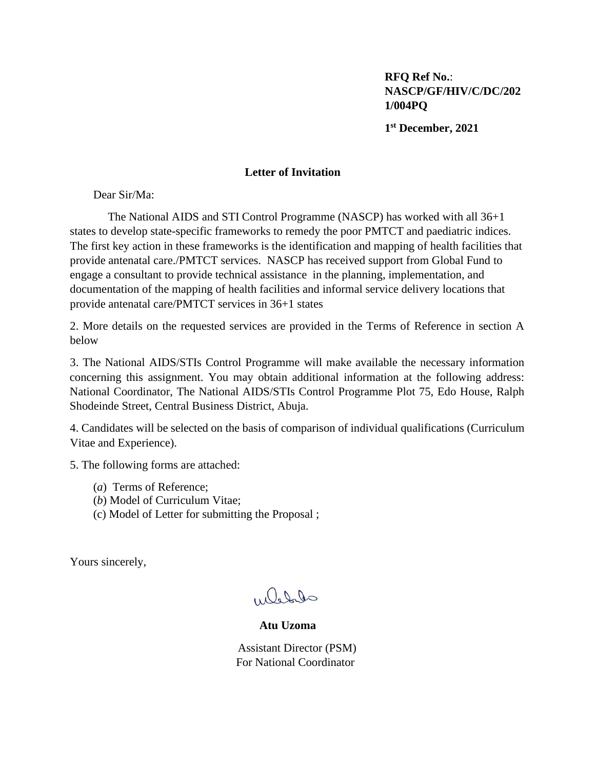**RFQ Ref No.**: **NASCP/GF/HIV/C/DC/2021/004PQ**

**1st December, 2021**

**Letter of Invitation**

Dear Sir/Ma:

The National AIDS and STI Control Programme (NASCP) has worked with all 36+1 states to develop state-specific frameworks to remedy the poor PMTCT and paediatric indices. The first key action in these frameworks is the identification and mapping of health facilities that provide antenatal care./PMTCT services. NASCP has received support from Global Fund to engage a consultant to provide technical assistance in the planning, implementation, and documentation of the mapping of health facilities and informal service delivery locations that provide antenatal care/PMTCT services in 36+1 states

2. More details on the requested services are provided in the Terms of Reference in section A below

3. The National AIDS/STIs Control Programme will make available the necessary information concerning this assignment. You may obtain additional information at the following address: National Coordinator, The National AIDS/STIs Control Programme Plot 75, Edo House, Ralph Shodeinde Street, Central Business District, Abuja.

4. Candidates will be selected on the basis of comparison of individual qualifications (Curriculum Vitae and Experience).

5. The following forms are attached:

(*a*) Terms of Reference;
(*b*) Model of Curriculum Vitae;
(c) Model of Letter for submitting the Proposal ;

Yours sincerely,

**Atu Uzoma**

Assistant Director (PSM)
For National Coordinator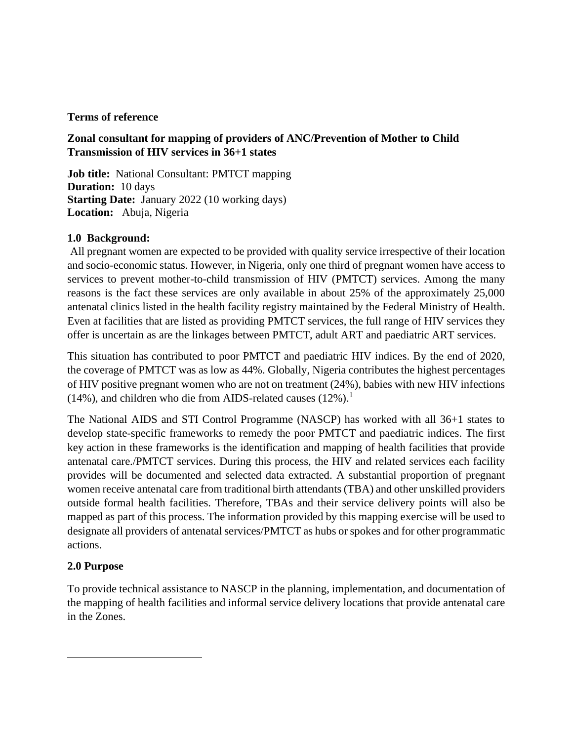**Terms of reference**

**Zonal consultant for mapping of providers of ANC/Prevention of Mother to Child Transmission of HIV services in 36+1 states**

**Job title:** National Consultant: PMTCT mapping
**Duration:** 10 days
**Starting Date:** January 2022 (10 working days)
**Location:** Abuja, Nigeria

## 1.0 Background:

All pregnant women are expected to be provided with quality service irrespective of their location and socio-economic status. However, in Nigeria, only one third of pregnant women have access to services to prevent mother-to-child transmission of HIV (PMTCT) services. Among the many reasons is the fact these services are only available in about 25% of the approximately 25,000 antenatal clinics listed in the health facility registry maintained by the Federal Ministry of Health. Even at facilities that are listed as providing PMTCT services, the full range of HIV services they offer is uncertain as are the linkages between PMTCT, adult ART and paediatric ART services.

This situation has contributed to poor PMTCT and paediatric HIV indices. By the end of 2020, the coverage of PMTCT was as low as 44%. Globally, Nigeria contributes the highest percentages of HIV positive pregnant women who are not on treatment (24%), babies with new HIV infections (14%), and children who die from AIDS-related causes (12%).[1]

The National AIDS and STI Control Programme (NASCP) has worked with all 36+1 states to develop state-specific frameworks to remedy the poor PMTCT and paediatric indices. The first key action in these frameworks is the identification and mapping of health facilities that provide antenatal care./PMTCT services. During this process, the HIV and related services each facility provides will be documented and selected data extracted. A substantial proportion of pregnant women receive antenatal care from traditional birth attendants (TBA) and other unskilled providers outside formal health facilities. Therefore, TBAs and their service delivery points will also be mapped as part of this process. The information provided by this mapping exercise will be used to designate all providers of antenatal services/PMTCT as hubs or spokes and for other programmatic actions.

## 2.0 Purpose

To provide technical assistance to NASCP in the planning, implementation, and documentation of the mapping of health facilities and informal service delivery locations that provide antenatal care in the Zones.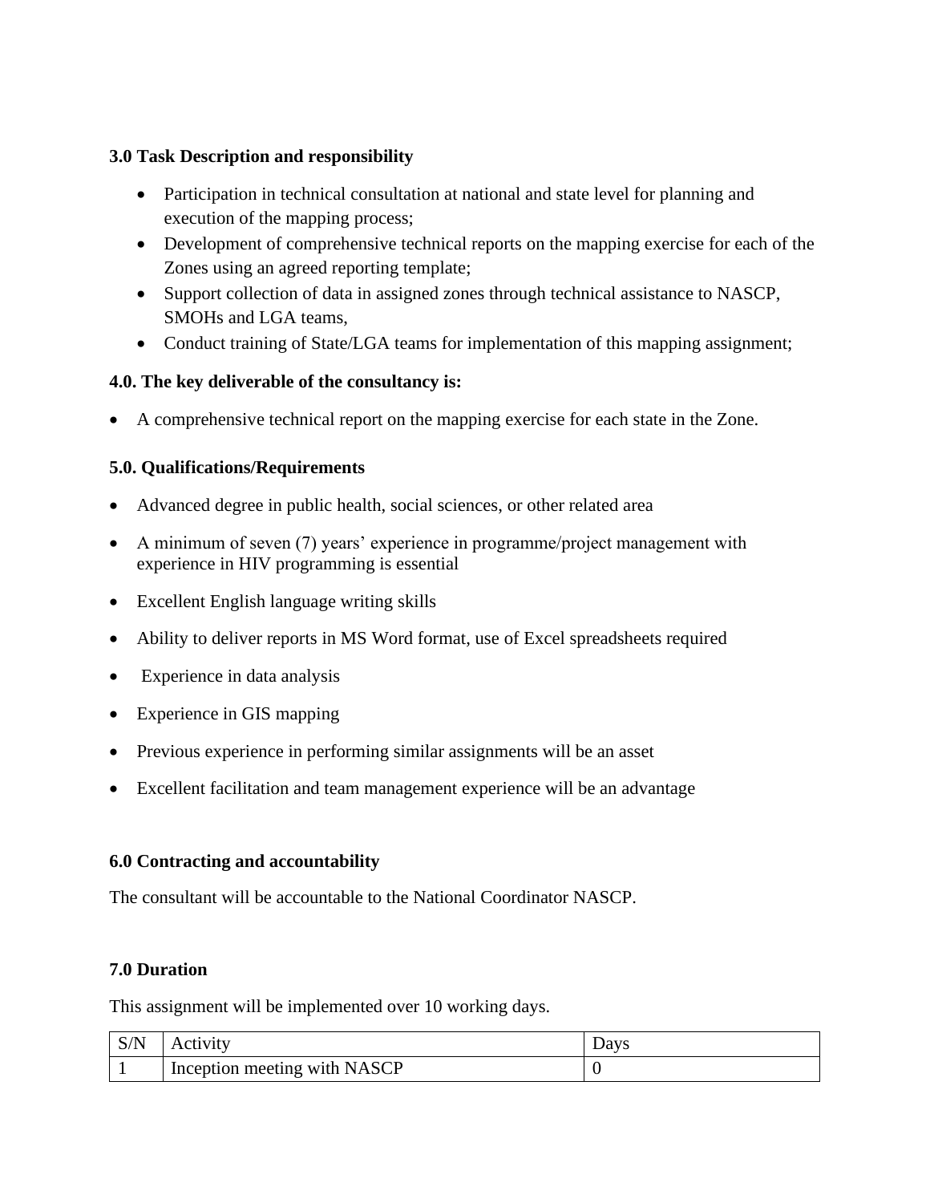### 3.0 Task Description and responsibility

- Participation in technical consultation at national and state level for planning and execution of the mapping process;
- Development of comprehensive technical reports on the mapping exercise for each of the Zones using an agreed reporting template;
- Support collection of data in assigned zones through technical assistance to NASCP, SMOHs and LGA teams,
- Conduct training of State/LGA teams for implementation of this mapping assignment;

### 4.0. The key deliverable of the consultancy is:

- A comprehensive technical report on the mapping exercise for each state in the Zone.

### 5.0. Qualifications/Requirements

- Advanced degree in public health, social sciences, or other related area
- A minimum of seven (7) years' experience in programme/project management with experience in HIV programming is essential
- Excellent English language writing skills
- Ability to deliver reports in MS Word format, use of Excel spreadsheets required
- Experience in data analysis
- Experience in GIS mapping
- Previous experience in performing similar assignments will be an asset
- Excellent facilitation and team management experience will be an advantage

### 6.0 Contracting and accountability

The consultant will be accountable to the National Coordinator NASCP.

### 7.0 Duration

This assignment will be implemented over 10 working days.

| S/N | Activity | Days |
|---|---|---|
| 1 | Inception meeting with NASCP | 0 |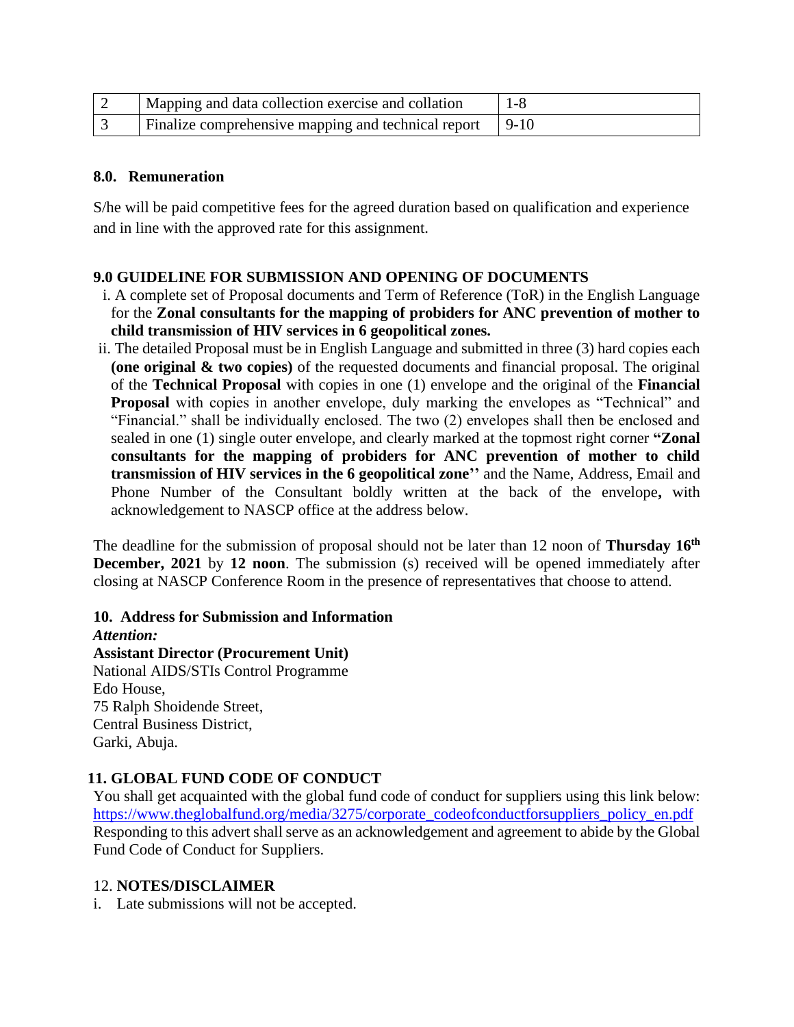| 2 | Mapping and data collection exercise and collation | 1-8 |
|---|---|---|
| 3 | Finalize comprehensive mapping and technical report | 9-10 |

### 8.0. Remuneration

S/he will be paid competitive fees for the agreed duration based on qualification and experience and in line with the approved rate for this assignment.

### 9.0 GUIDELINE FOR SUBMISSION AND OPENING OF DOCUMENTS

i. A complete set of Proposal documents and Term of Reference (ToR) in the English Language for the **Zonal consultants for the mapping of probiders for ANC prevention of mother to child transmission of HIV services in 6 geopolitical zones.**

ii. The detailed Proposal must be in English Language and submitted in three (3) hard copies each **(one original & two copies)** of the requested documents and financial proposal. The original of the **Technical Proposal** with copies in one (1) envelope and the original of the **Financial Proposal** with copies in another envelope, duly marking the envelopes as "Technical" and "Financial." shall be individually enclosed. The two (2) envelopes shall then be enclosed and sealed in one (1) single outer envelope, and clearly marked at the topmost right corner **"Zonal consultants for the mapping of probiders for ANC prevention of mother to child transmission of HIV services in the 6 geopolitical zone''** and the Name, Address, Email and Phone Number of the Consultant boldly written at the back of the envelope**,** with acknowledgement to NASCP office at the address below.

The deadline for the submission of proposal should not be later than 12 noon of **Thursday 16th December, 2021** by **12 noon**. The submission (s) received will be opened immediately after closing at NASCP Conference Room in the presence of representatives that choose to attend.

### 10. Address for Submission and Information

***Attention:***

**Assistant Director (Procurement Unit)**
National AIDS/STIs Control Programme
Edo House,
75 Ralph Shoidende Street,
Central Business District,
Garki, Abuja.

### 11. GLOBAL FUND CODE OF CONDUCT

You shall get acquainted with the global fund code of conduct for suppliers using this link below: https://www.theglobalfund.org/media/3275/corporate_codeofconductforsuppliers_policy_en.pdf
Responding to this advert shall serve as an acknowledgement and agreement to abide by the Global Fund Code of Conduct for Suppliers.

### 12. NOTES/DISCLAIMER

i. Late submissions will not be accepted.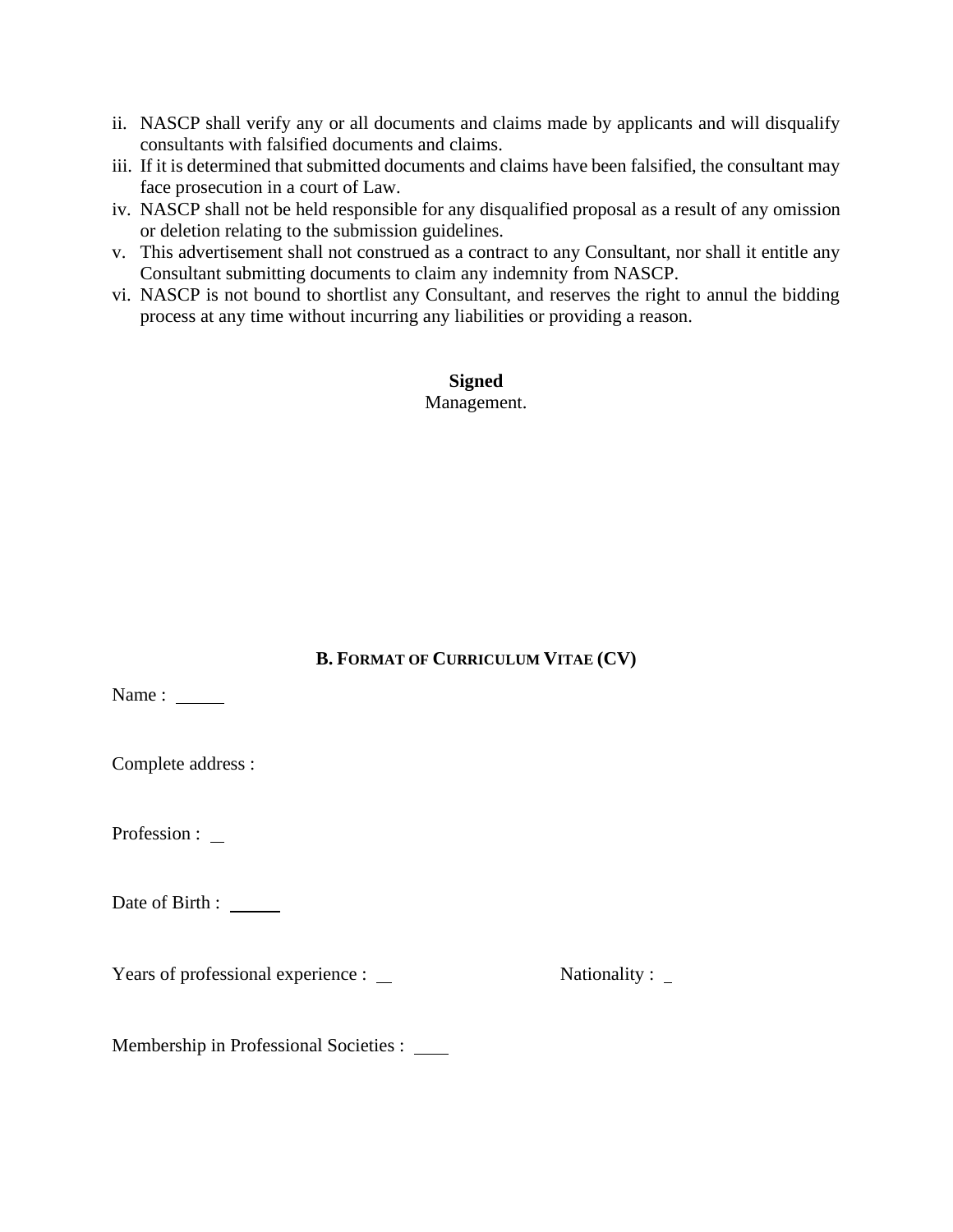ii. NASCP shall verify any or all documents and claims made by applicants and will disqualify consultants with falsified documents and claims.
iii. If it is determined that submitted documents and claims have been falsified, the consultant may face prosecution in a court of Law.
iv. NASCP shall not be held responsible for any disqualified proposal as a result of any omission or deletion relating to the submission guidelines.
v. This advertisement shall not construed as a contract to any Consultant, nor shall it entitle any Consultant submitting documents to claim any indemnity from NASCP.
vi. NASCP is not bound to shortlist any Consultant, and reserves the right to annul the bidding process at any time without incurring any liabilities or providing a reason.

**Signed**
Management.

## B. FORMAT OF CURRICULUM VITAE (CV)

Name : ______

Complete address :

Profession : _

Date of Birth : ______

Years of professional experience : __ Nationality : _

Membership in Professional Societies : ____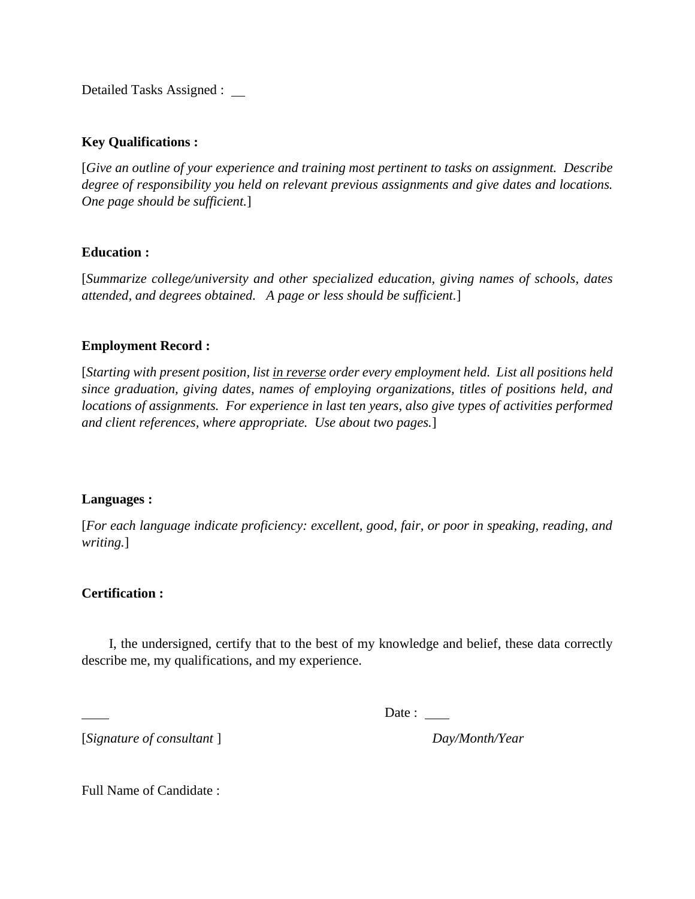Detailed Tasks Assigned : \_\_

**Key Qualifications :**

[*Give an outline of your experience and training most pertinent to tasks on assignment. Describe degree of responsibility you held on relevant previous assignments and give dates and locations. One page should be sufficient.*]

**Education :**

[*Summarize college/university and other specialized education, giving names of schools, dates attended, and degrees obtained. A page or less should be sufficient.*]

**Employment Record :**

[*Starting with present position, list <u>in reverse</u> order every employment held. List all positions held since graduation, giving dates, names of employing organizations, titles of positions held, and locations of assignments. For experience in last ten years, also give types of activities performed and client references, where appropriate. Use about two pages.*]

**Languages :**

[*For each language indicate proficiency: excellent, good, fair, or poor in speaking, reading, and writing.*]

**Certification :**

I, the undersigned, certify that to the best of my knowledge and belief, these data correctly describe me, my qualifications, and my experience.

\_\_\_\_ Date : \_\_\_\_

[*Signature of consultant* ] *Day/Month/Year*

Full Name of Candidate :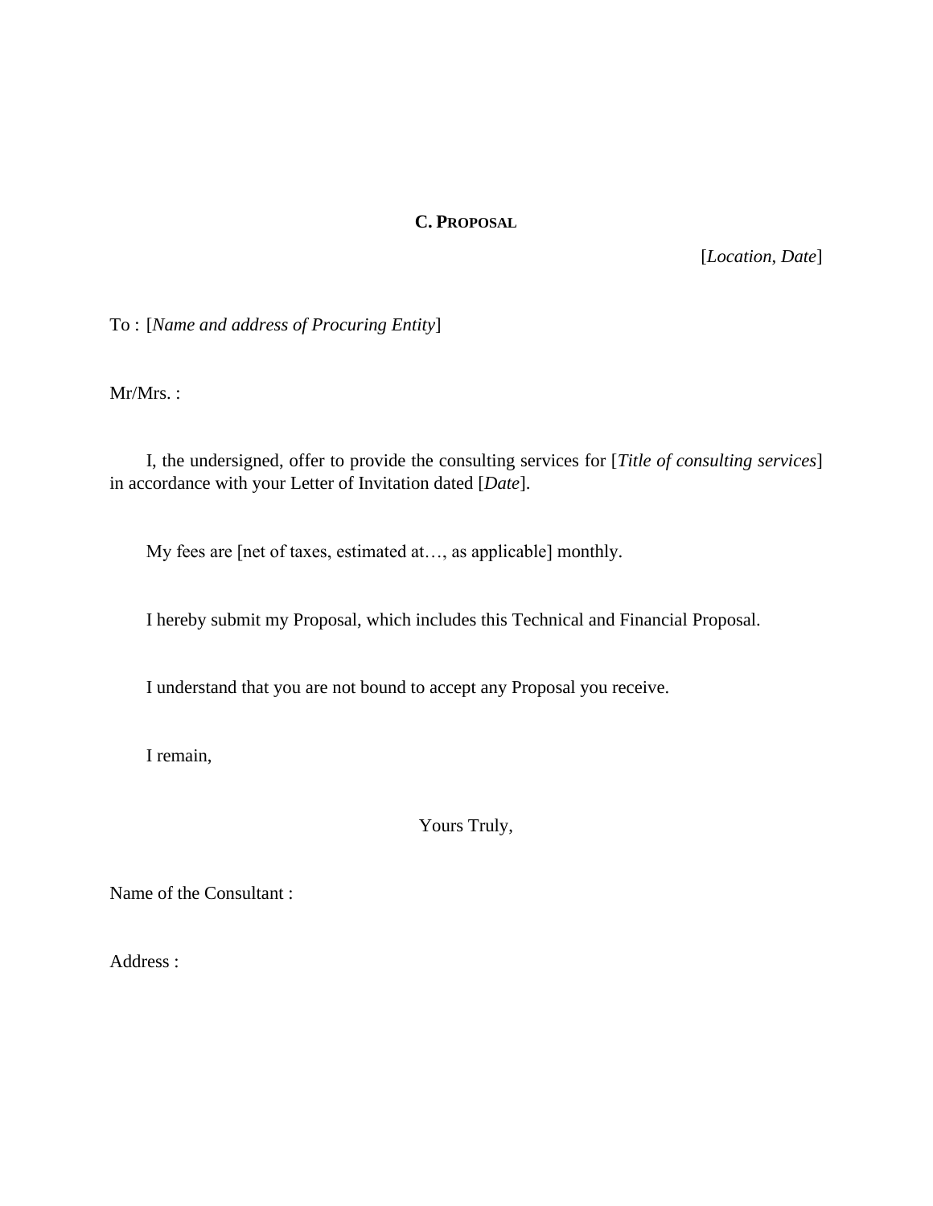## C. Proposal

[*Location*, *Date*]

To : [*Name and address of Procuring Entity*]

Mr/Mrs. :

I, the undersigned, offer to provide the consulting services for [*Title of consulting services*] in accordance with your Letter of Invitation dated [*Date*].

My fees are [net of taxes, estimated at…, as applicable] monthly.

I hereby submit my Proposal, which includes this Technical and Financial Proposal.

I understand that you are not bound to accept any Proposal you receive.

I remain,

Yours Truly,

Name of the Consultant :

Address :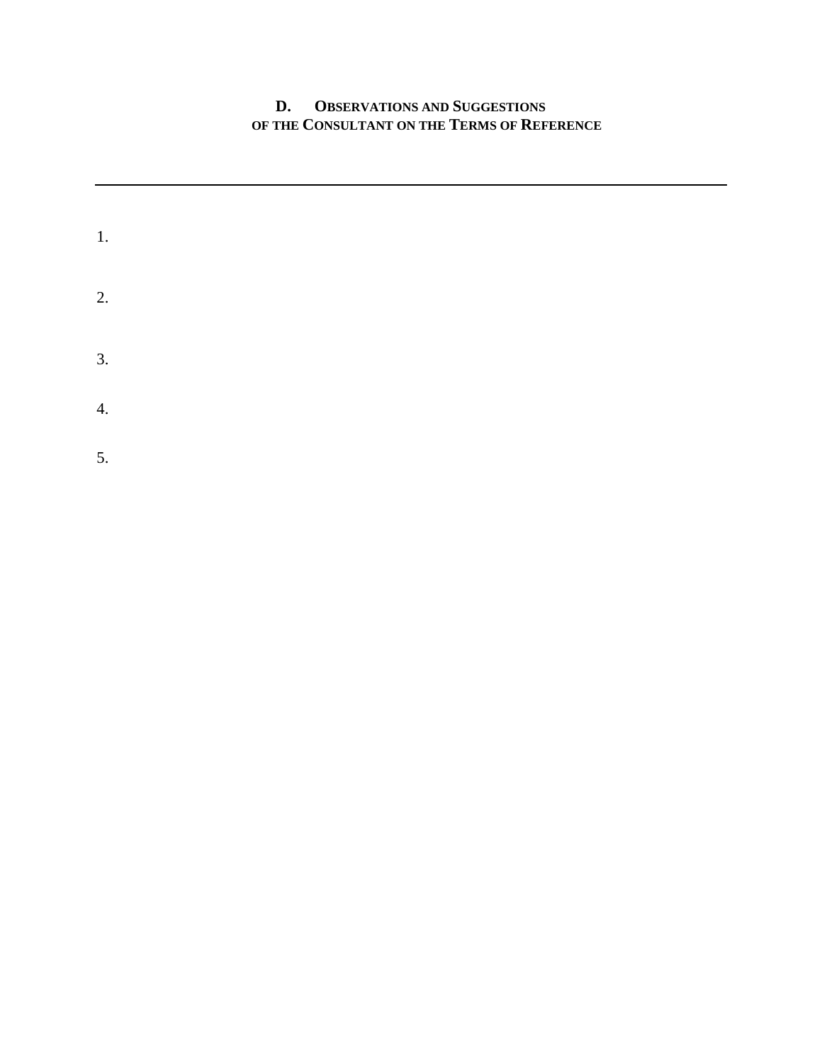## D. Observations and Suggestions of the Consultant on the Terms of Reference

---

1.

2.

3.

4.

5.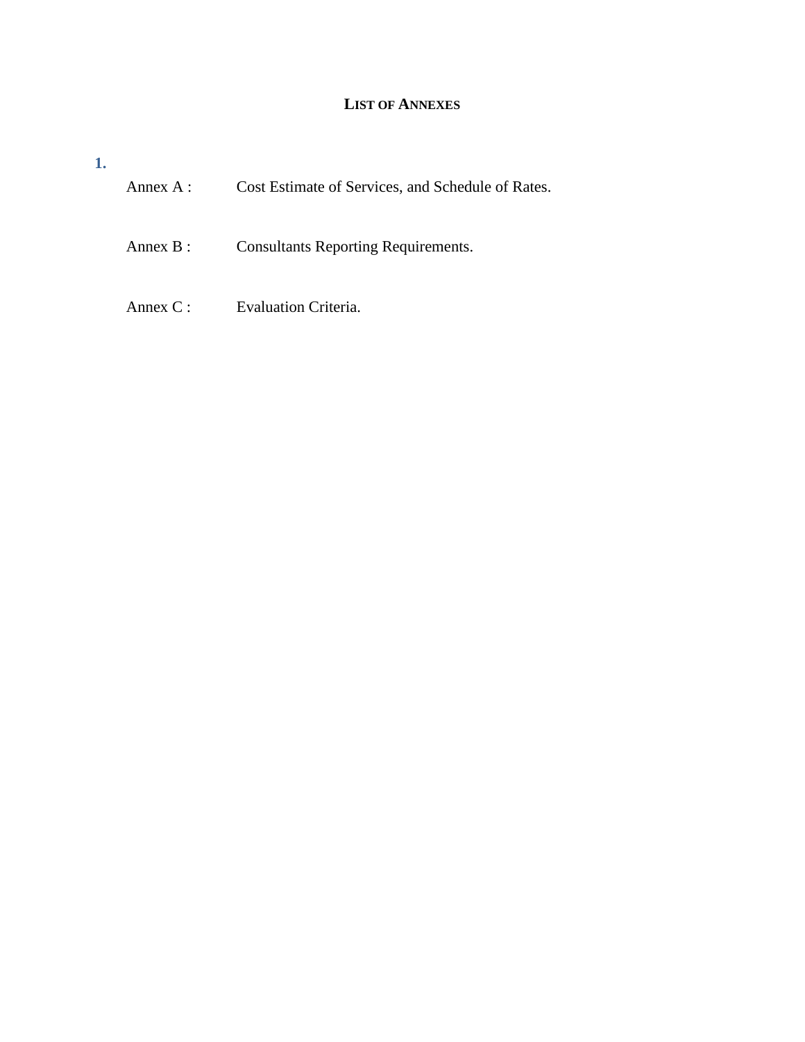# LIST OF ANNEXES

1.

Annex A : Cost Estimate of Services, and Schedule of Rates.

Annex B : Consultants Reporting Requirements.

Annex C : Evaluation Criteria.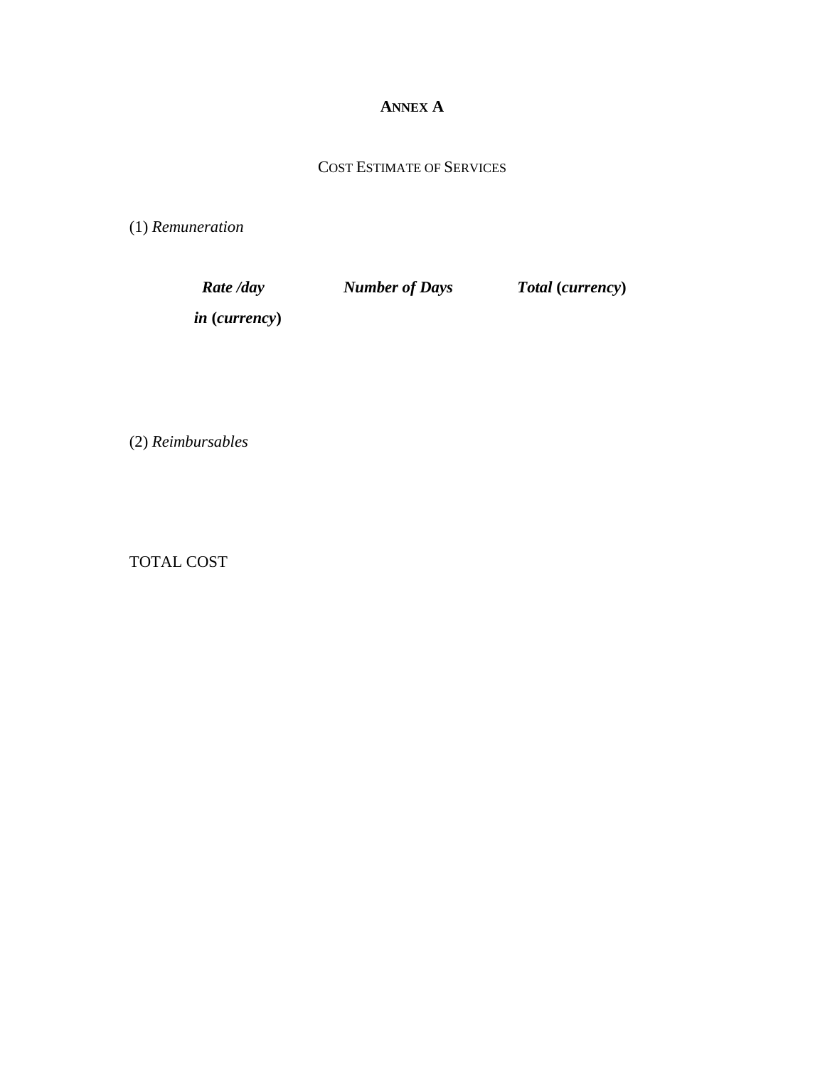# **ANNEX A**

COST ESTIMATE OF SERVICES

(1) *Remuneration*

| ***Rate /day in (currency)*** | ***Number of Days*** | ***Total (currency)*** |
| --- | --- | --- |

(2) *Reimbursables*

TOTAL COST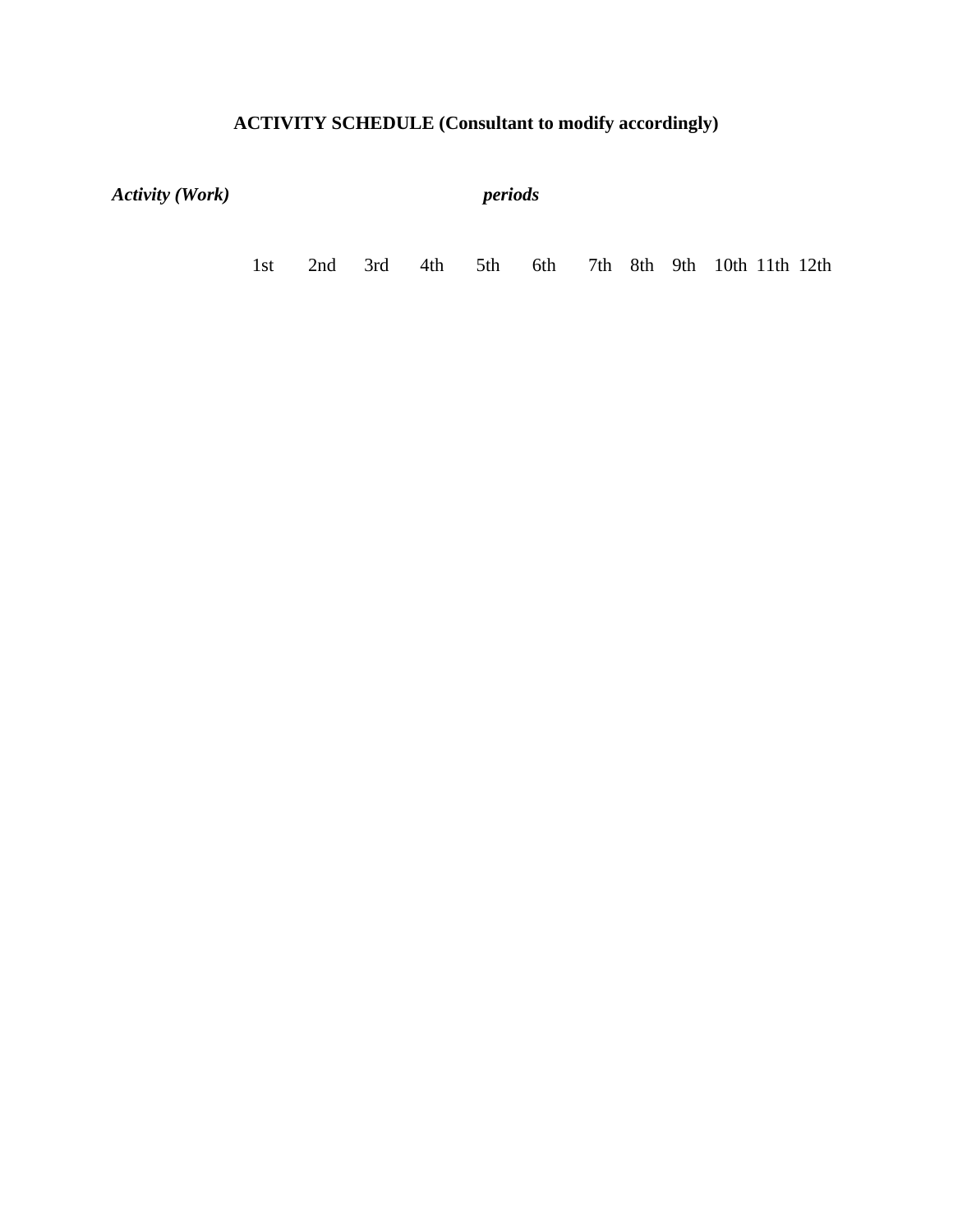**ACTIVITY SCHEDULE (Consultant to modify accordingly)**

| ***Activity (Work)*** | ***periods*** | | | | | | | | | | | |
|---|---|---|---|---|---|---|---|---|---|---|---|---|
| | 1st | 2nd | 3rd | 4th | 5th | 6th | 7th | 8th | 9th | 10th | 11th | 12th |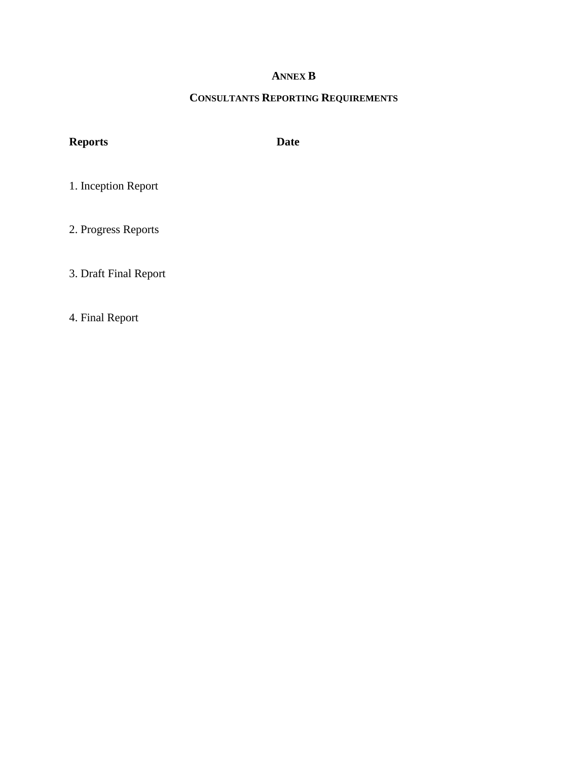# ANNEX B

## CONSULTANTS REPORTING REQUIREMENTS

| Reports | Date |
| --- | --- |
| 1. Inception Report | |
| 2. Progress Reports | |
| 3. Draft Final Report | |
| 4. Final Report | |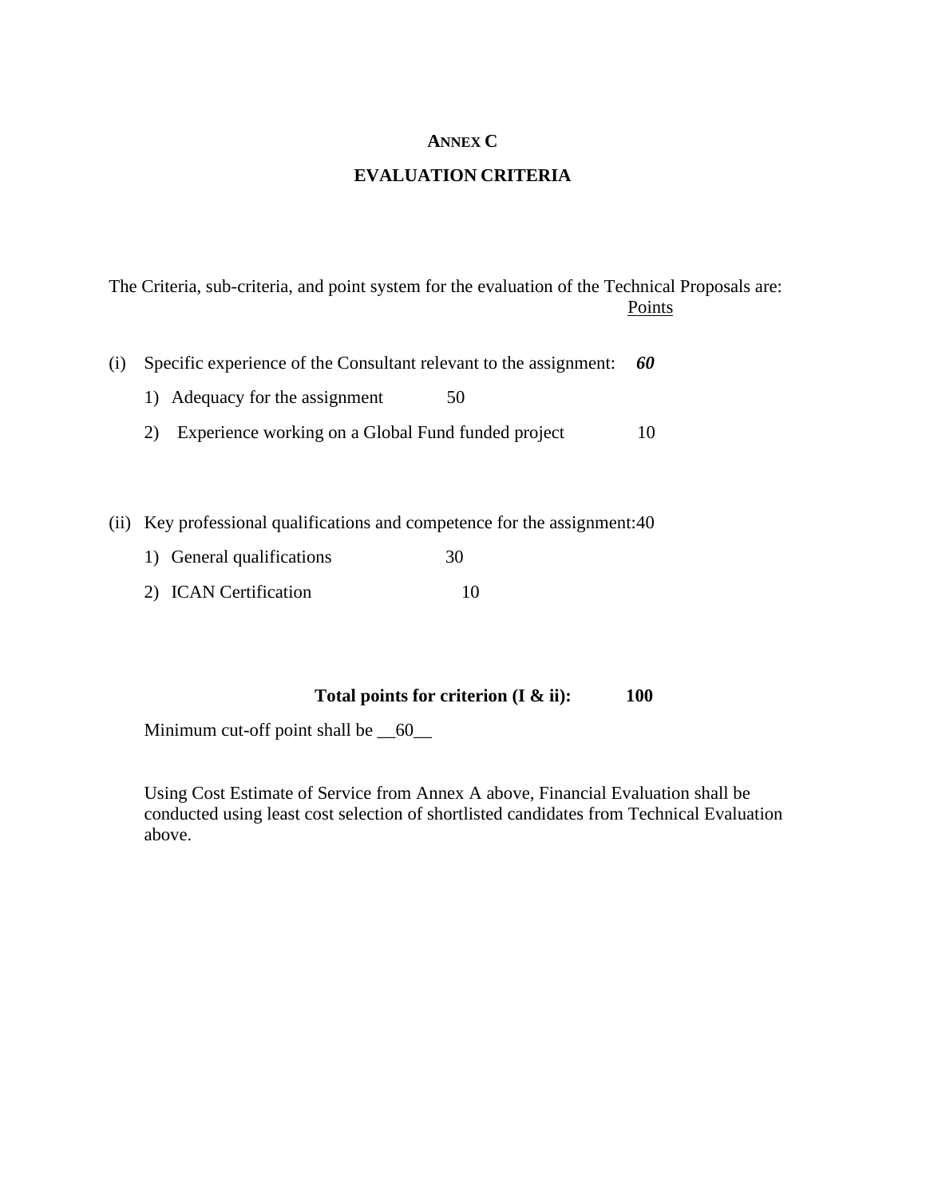# ANNEX C

## EVALUATION CRITERIA

The Criteria, sub-criteria, and point system for the evaluation of the Technical Proposals are:

Points

(i) Specific experience of the Consultant relevant to the assignment: ***60***

1) Adequacy for the assignment 50
2) Experience working on a Global Fund funded project 10

(ii) Key professional qualifications and competence for the assignment:40

1) General qualifications 30
2) ICAN Certification 10

**Total points for criterion (I & ii): 100**

Minimum cut-off point shall be __60__

Using Cost Estimate of Service from Annex A above, Financial Evaluation shall be conducted using least cost selection of shortlisted candidates from Technical Evaluation above.